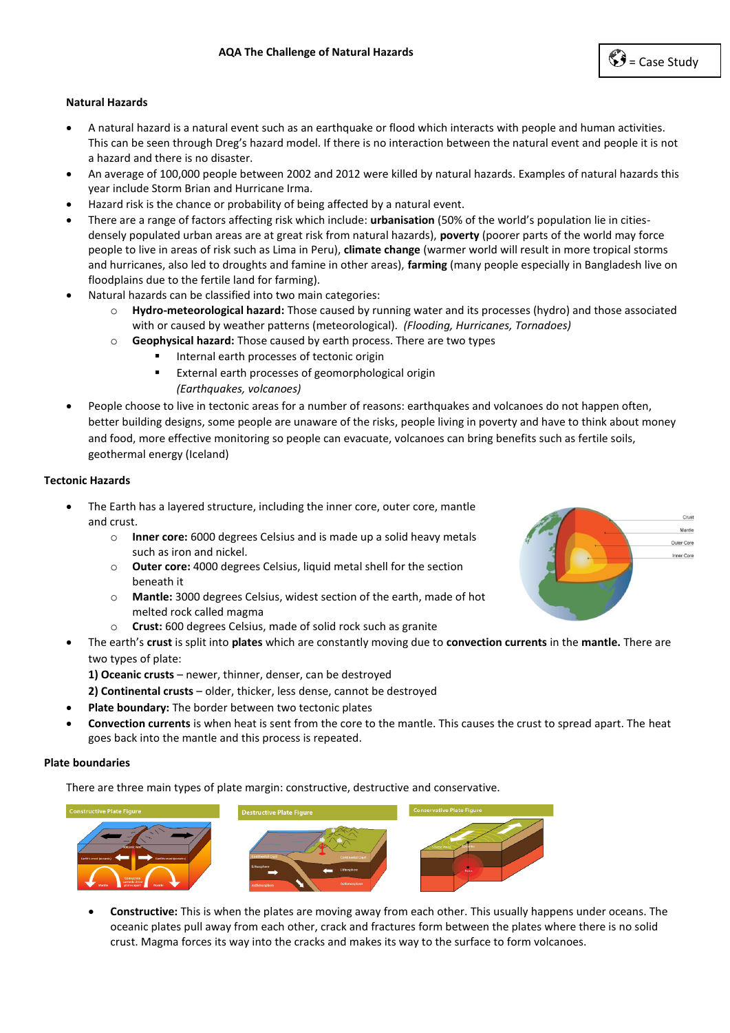# AQA The Challenge of Natural Hazards

🌎 = Case Study

## Natural Hazards

- A natural hazard is a natural event such as an earthquake or flood which interacts with people and human activities. This can be seen through Dreg's hazard model. If there is no interaction between the natural event and people it is not a hazard and there is no disaster.
- An average of 100,000 people between 2002 and 2012 were killed by natural hazards. Examples of natural hazards this year include Storm Brian and Hurricane Irma.
- Hazard risk is the chance or probability of being affected by a natural event.
- There are a range of factors affecting risk which include: **urbanisation** (50% of the world's population lie in cities- densely populated urban areas are at great risk from natural hazards), **poverty** (poorer parts of the world may force people to live in areas of risk such as Lima in Peru), **climate change** (warmer world will result in more tropical storms and hurricanes, also led to droughts and famine in other areas), **farming** (many people especially in Bangladesh live on floodplains due to the fertile land for farming).
- Natural hazards can be classified into two main categories:
  - **Hydro-meteorological hazard:** Those caused by running water and its processes (hydro) and those associated with or caused by weather patterns (meteorological). *(Flooding, Hurricanes, Tornadoes)*
  - **Geophysical hazard:** Those caused by earth process. There are two types
    - Internal earth processes of tectonic origin
    - External earth processes of geomorphological origin

      *(Earthquakes, volcanoes)*
- People choose to live in tectonic areas for a number of reasons: earthquakes and volcanoes do not happen often, better building designs, some people are unaware of the risks, people living in poverty and have to think about money and food, more effective monitoring so people can evacuate, volcanoes can bring benefits such as fertile soils, geothermal energy (Iceland)

## Tectonic Hazards

- The Earth has a layered structure, including the inner core, outer core, mantle and crust.
  - **Inner core:** 6000 degrees Celsius and is made up a solid heavy metals such as iron and nickel.
  - **Outer core:** 4000 degrees Celsius, liquid metal shell for the section beneath it
  - **Mantle:** 3000 degrees Celsius, widest section of the earth, made of hot melted rock called magma
  - **Crust:** 600 degrees Celsius, made of solid rock such as granite

Crust
Mantle
Outer Core
Inner Core

- The earth's **crust** is split into **plates** which are constantly moving due to **convection currents** in the **mantle.** There are two types of plate:

  **1) Oceanic crusts** – newer, thinner, denser, can be destroyed

  **2) Continental crusts** – older, thicker, less dense, cannot be destroyed
- **Plate boundary:** The border between two tectonic plates
- **Convection currents** is when heat is sent from the core to the mantle. This causes the crust to spread apart. The heat goes back into the mantle and this process is repeated.

## Plate boundaries

There are three main types of plate margin: constructive, destructive and conservative.

Constructive Plate Figure

Destructive Plate Figure

Conservative Plate Figure

- **Constructive:** This is when the plates are moving away from each other. This usually happens under oceans. The oceanic plates pull away from each other, crack and fractures form between the plates where there is no solid crust. Magma forces its way into the cracks and makes its way to the surface to form volcanoes.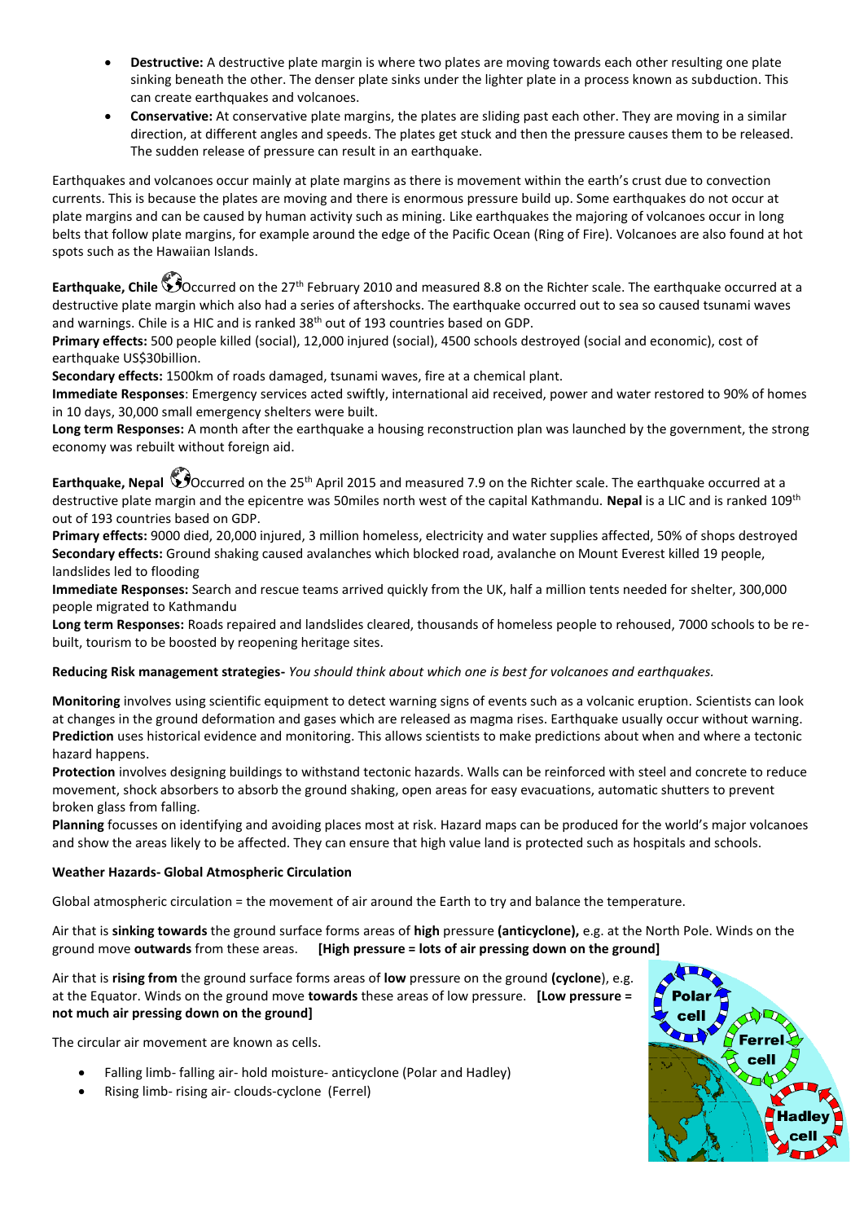- **Destructive:** A destructive plate margin is where two plates are moving towards each other resulting one plate sinking beneath the other. The denser plate sinks under the lighter plate in a process known as subduction. This can create earthquakes and volcanoes.
- **Conservative:** At conservative plate margins, the plates are sliding past each other. They are moving in a similar direction, at different angles and speeds. The plates get stuck and then the pressure causes them to be released. The sudden release of pressure can result in an earthquake.

Earthquakes and volcanoes occur mainly at plate margins as there is movement within the earth's crust due to convection currents. This is because the plates are moving and there is enormous pressure build up. Some earthquakes do not occur at plate margins and can be caused by human activity such as mining. Like earthquakes the majoring of volcanoes occur in long belts that follow plate margins, for example around the edge of the Pacific Ocean (Ring of Fire). Volcanoes are also found at hot spots such as the Hawaiian Islands.

**Earthquake, Chile** Occurred on the 27th February 2010 and measured 8.8 on the Richter scale. The earthquake occurred at a destructive plate margin which also had a series of aftershocks. The earthquake occurred out to sea so caused tsunami waves and warnings. Chile is a HIC and is ranked 38th out of 193 countries based on GDP.
**Primary effects:** 500 people killed (social), 12,000 injured (social), 4500 schools destroyed (social and economic), cost of earthquake US$30billion.
**Secondary effects:** 1500km of roads damaged, tsunami waves, fire at a chemical plant.
**Immediate Responses**: Emergency services acted swiftly, international aid received, power and water restored to 90% of homes in 10 days, 30,000 small emergency shelters were built.
**Long term Responses:** A month after the earthquake a housing reconstruction plan was launched by the government, the strong economy was rebuilt without foreign aid.

**Earthquake, Nepal** Occurred on the 25th April 2015 and measured 7.9 on the Richter scale. The earthquake occurred at a destructive plate margin and the epicentre was 50miles north west of the capital Kathmandu. **Nepal** is a LIC and is ranked 109th out of 193 countries based on GDP.
**Primary effects:** 9000 died, 20,000 injured, 3 million homeless, electricity and water supplies affected, 50% of shops destroyed
**Secondary effects:** Ground shaking caused avalanches which blocked road, avalanche on Mount Everest killed 19 people, landslides led to flooding
**Immediate Responses:** Search and rescue teams arrived quickly from the UK, half a million tents needed for shelter, 300,000 people migrated to Kathmandu
**Long term Responses:** Roads repaired and landslides cleared, thousands of homeless people to rehoused, 7000 schools to be re-built, tourism to be boosted by reopening heritage sites.

**Reducing Risk management strategies-** *You should think about which one is best for volcanoes and earthquakes.*

**Monitoring** involves using scientific equipment to detect warning signs of events such as a volcanic eruption. Scientists can look at changes in the ground deformation and gases which are released as magma rises. Earthquake usually occur without warning.
**Prediction** uses historical evidence and monitoring. This allows scientists to make predictions about when and where a tectonic hazard happens.
**Protection** involves designing buildings to withstand tectonic hazards. Walls can be reinforced with steel and concrete to reduce movement, shock absorbers to absorb the ground shaking, open areas for easy evacuations, automatic shutters to prevent broken glass from falling.
**Planning** focusses on identifying and avoiding places most at risk. Hazard maps can be produced for the world's major volcanoes and show the areas likely to be affected. They can ensure that high value land is protected such as hospitals and schools.

**Weather Hazards- Global Atmospheric Circulation**

Global atmospheric circulation = the movement of air around the Earth to try and balance the temperature.

Air that is **sinking towards** the ground surface forms areas of **high** pressure **(anticyclone),** e.g. at the North Pole. Winds on the ground move **outwards** from these areas. **[High pressure = lots of air pressing down on the ground]**

Air that is **rising from** the ground surface forms areas of **low** pressure on the ground **(cyclone**), e.g. at the Equator. Winds on the ground move **towards** these areas of low pressure. **[Low pressure = not much air pressing down on the ground]**

The circular air movement are known as cells.

- Falling limb- falling air- hold moisture- anticyclone (Polar and Hadley)
- Rising limb- rising air- clouds-cyclone (Ferrel)

Polar cell
Ferrel cell
Hadley cell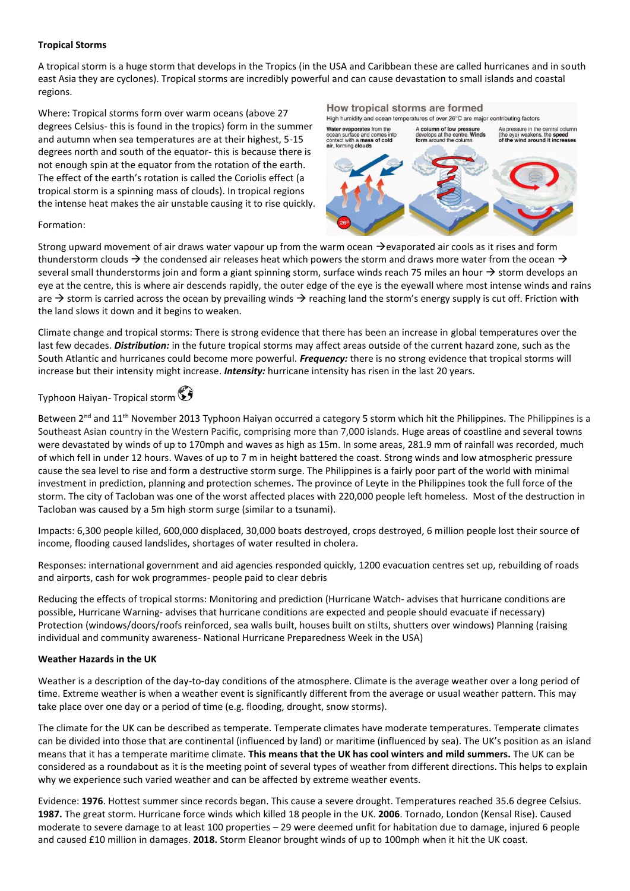**Tropical Storms**

A tropical storm is a huge storm that develops in the Tropics (in the USA and Caribbean these are called hurricanes and in south east Asia they are cyclones). Tropical storms are incredibly powerful and can cause devastation to small islands and coastal regions.

Where: Tropical storms form over warm oceans (above 27 degrees Celsius- this is found in the tropics) form in the summer and autumn when sea temperatures are at their highest, 5-15 degrees north and south of the equator- this is because there is not enough spin at the equator from the rotation of the earth. The effect of the earth's rotation is called the Coriolis effect (a tropical storm is a spinning mass of clouds). In tropical regions the intense heat makes the air unstable causing it to rise quickly.

How tropical storms are formed

High humidity and ocean temperatures of over 26°C are major contributing factors

Water evaporates from the ocean surface and comes into contact with a mass of cold air, forming clouds

A column of low pressure develops at the centre. Winds form around the column

As pressure in the central column (the eye) weakens, the speed of the wind around it increases

26°

Formation:

Strong upward movement of air draws water vapour up from the warm ocean → evaporated air cools as it rises and form thunderstorm clouds → the condensed air releases heat which powers the storm and draws more water from the ocean → several small thunderstorms join and form a giant spinning storm, surface winds reach 75 miles an hour → storm develops an eye at the centre, this is where air descends rapidly, the outer edge of the eye is the eyewall where most intense winds and rains are → storm is carried across the ocean by prevailing winds → reaching land the storm's energy supply is cut off. Friction with the land slows it down and it begins to weaken.

Climate change and tropical storms: There is strong evidence that there has been an increase in global temperatures over the last few decades. ***Distribution:*** in the future tropical storms may affect areas outside of the current hazard zone, such as the South Atlantic and hurricanes could become more powerful. ***Frequency:*** there is no strong evidence that tropical storms will increase but their intensity might increase. ***Intensity:*** hurricane intensity has risen in the last 20 years.

Typhoon Haiyan- Tropical storm

Between 2nd and 11th November 2013 Typhoon Haiyan occurred a category 5 storm which hit the Philippines. The Philippines is a Southeast Asian country in the Western Pacific, comprising more than 7,000 islands. Huge areas of coastline and several towns were devastated by winds of up to 170mph and waves as high as 15m. In some areas, 281.9 mm of rainfall was recorded, much of which fell in under 12 hours. Waves of up to 7 m in height battered the coast. Strong winds and low atmospheric pressure cause the sea level to rise and form a destructive storm surge. The Philippines is a fairly poor part of the world with minimal investment in prediction, planning and protection schemes. The province of Leyte in the Philippines took the full force of the storm. The city of Tacloban was one of the worst affected places with 220,000 people left homeless. Most of the destruction in Tacloban was caused by a 5m high storm surge (similar to a tsunami).

Impacts: 6,300 people killed, 600,000 displaced, 30,000 boats destroyed, crops destroyed, 6 million people lost their source of income, flooding caused landslides, shortages of water resulted in cholera.

Responses: international government and aid agencies responded quickly, 1200 evacuation centres set up, rebuilding of roads and airports, cash for wok programmes- people paid to clear debris

Reducing the effects of tropical storms: Monitoring and prediction (Hurricane Watch- advises that hurricane conditions are possible, Hurricane Warning- advises that hurricane conditions are expected and people should evacuate if necessary) Protection (windows/doors/roofs reinforced, sea walls built, houses built on stilts, shutters over windows) Planning (raising individual and community awareness- National Hurricane Preparedness Week in the USA)

**Weather Hazards in the UK**

Weather is a description of the day-to-day conditions of the atmosphere. Climate is the average weather over a long period of time. Extreme weather is when a weather event is significantly different from the average or usual weather pattern. This may take place over one day or a period of time (e.g. flooding, drought, snow storms).

The climate for the UK can be described as temperate. Temperate climates have moderate temperatures. Temperate climates can be divided into those that are continental (influenced by land) or maritime (influenced by sea). The UK's position as an island means that it has a temperate maritime climate. **This means that the UK has cool winters and mild summers.** The UK can be considered as a roundabout as it is the meeting point of several types of weather from different directions. This helps to explain why we experience such varied weather and can be affected by extreme weather events.

Evidence: **1976**. Hottest summer since records began. This cause a severe drought. Temperatures reached 35.6 degree Celsius. **1987.** The great storm. Hurricane force winds which killed 18 people in the UK. **2006**. Tornado, London (Kensal Rise). Caused moderate to severe damage to at least 100 properties – 29 were deemed unfit for habitation due to damage, injured 6 people and caused £10 million in damages. **2018.** Storm Eleanor brought winds of up to 100mph when it hit the UK coast.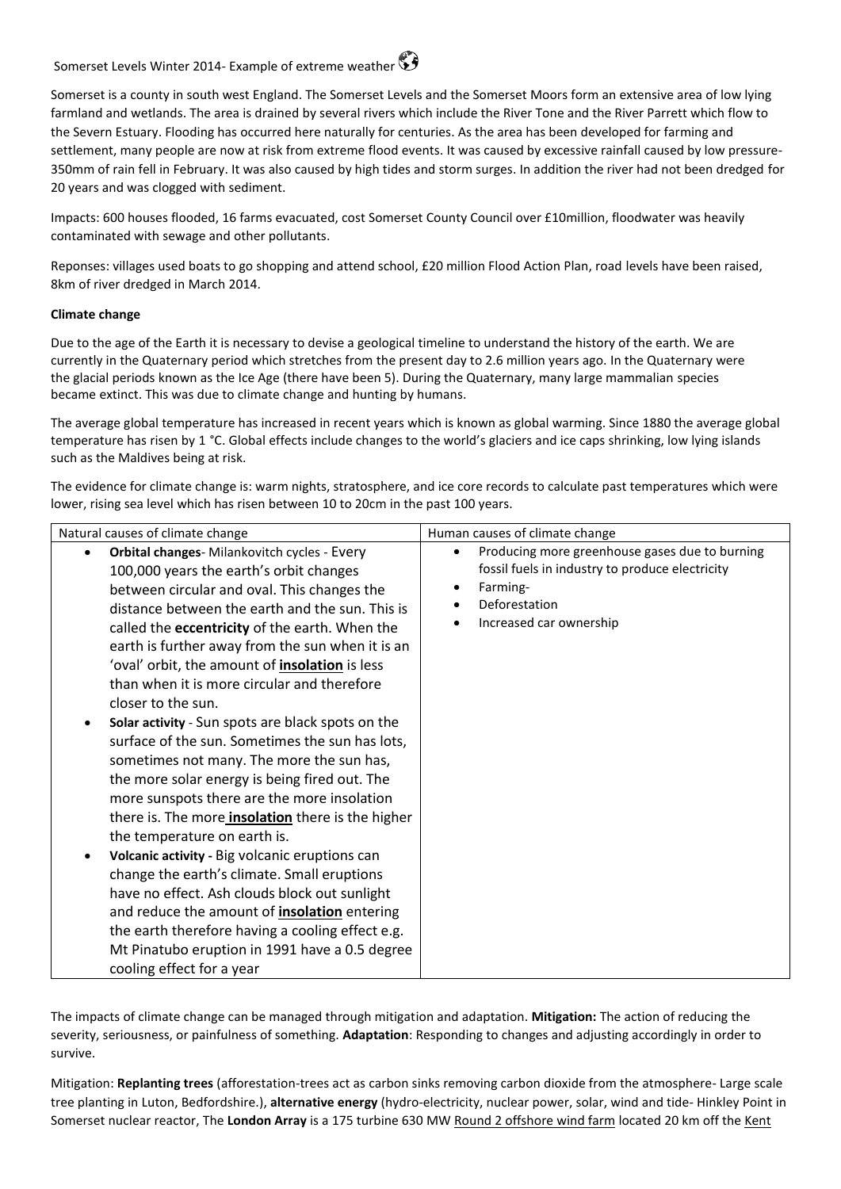Somerset Levels Winter 2014- Example of extreme weather 🌍

Somerset is a county in south west England. The Somerset Levels and the Somerset Moors form an extensive area of low lying farmland and wetlands. The area is drained by several rivers which include the River Tone and the River Parrett which flow to the Severn Estuary. Flooding has occurred here naturally for centuries. As the area has been developed for farming and settlement, many people are now at risk from extreme flood events. It was caused by excessive rainfall caused by low pressure- 350mm of rain fell in February. It was also caused by high tides and storm surges. In addition the river had not been dredged for 20 years and was clogged with sediment.

Impacts: 600 houses flooded, 16 farms evacuated, cost Somerset County Council over £10million, floodwater was heavily contaminated with sewage and other pollutants.

Reponses: villages used boats to go shopping and attend school, £20 million Flood Action Plan, road levels have been raised, 8km of river dredged in March 2014.

**Climate change**

Due to the age of the Earth it is necessary to devise a geological timeline to understand the history of the earth. We are currently in the Quaternary period which stretches from the present day to 2.6 million years ago. In the Quaternary were the glacial periods known as the Ice Age (there have been 5). During the Quaternary, many large mammalian species became extinct. This was due to climate change and hunting by humans.

The average global temperature has increased in recent years which is known as global warming. Since 1880 the average global temperature has risen by 1 °C. Global effects include changes to the world's glaciers and ice caps shrinking, low lying islands such as the Maldives being at risk.

The evidence for climate change is: warm nights, stratosphere, and ice core records to calculate past temperatures which were lower, rising sea level which has risen between 10 to 20cm in the past 100 years.

| Natural causes of climate change | Human causes of climate change |
|---|---|
| • **Orbital changes**- Milankovitch cycles - Every 100,000 years the earth's orbit changes between circular and oval. This changes the distance between the earth and the sun. This is called the **eccentricity** of the earth. When the earth is further away from the sun when it is an 'oval' orbit, the amount of **insolation** is less than when it is more circular and therefore closer to the sun.<br>• **Solar activity** - Sun spots are black spots on the surface of the sun. Sometimes the sun has lots, sometimes not many. The more the sun has, the more solar energy is being fired out. The more sunspots there are the more insolation there is. The more **insolation** there is the higher the temperature on earth is.<br>• **Volcanic activity -** Big volcanic eruptions can change the earth's climate. Small eruptions have no effect. Ash clouds block out sunlight and reduce the amount of **insolation** entering the earth therefore having a cooling effect e.g. Mt Pinatubo eruption in 1991 have a 0.5 degree cooling effect for a year | • Producing more greenhouse gases due to burning fossil fuels in industry to produce electricity<br>• Farming-<br>• Deforestation<br>• Increased car ownership |

The impacts of climate change can be managed through mitigation and adaptation. **Mitigation:** The action of reducing the severity, seriousness, or painfulness of something. **Adaptation**: Responding to changes and adjusting accordingly in order to survive.

Mitigation: **Replanting trees** (afforestation-trees act as carbon sinks removing carbon dioxide from the atmosphere- Large scale tree planting in Luton, Bedfordshire.), **alternative energy** (hydro-electricity, nuclear power, solar, wind and tide- Hinkley Point in Somerset nuclear reactor, The **London Array** is a 175 turbine 630 MW Round 2 offshore wind farm located 20 km off the Kent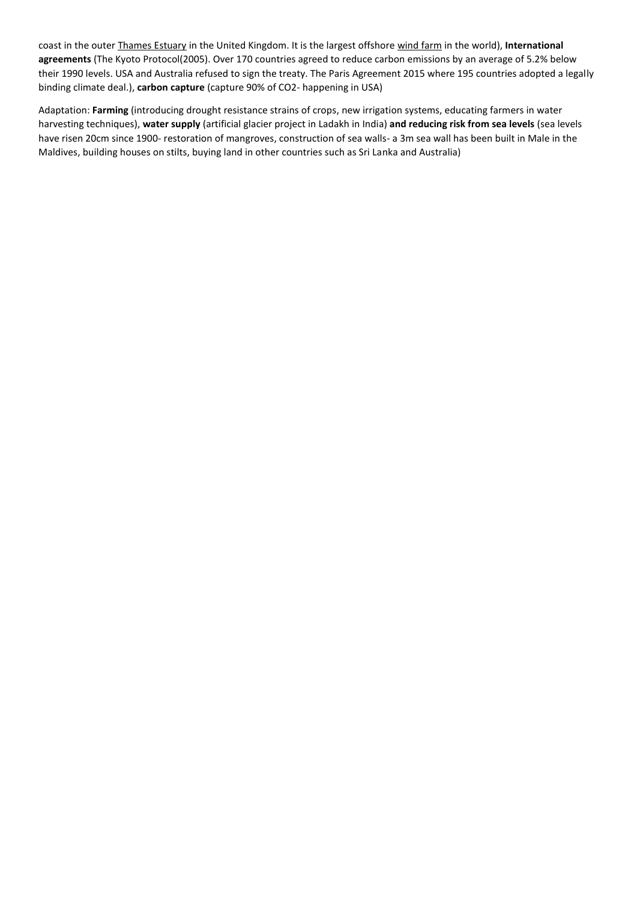coast in the outer Thames Estuary in the United Kingdom. It is the largest offshore wind farm in the world), **International agreements** (The Kyoto Protocol(2005). Over 170 countries agreed to reduce carbon emissions by an average of 5.2% below their 1990 levels. USA and Australia refused to sign the treaty. The Paris Agreement 2015 where 195 countries adopted a legally binding climate deal.), **carbon capture** (capture 90% of $CO_2$- happening in USA)

Adaptation: **Farming** (introducing drought resistance strains of crops, new irrigation systems, educating farmers in water harvesting techniques), **water supply** (artificial glacier project in Ladakh in India) **and reducing risk from sea levels** (sea levels have risen 20cm since 1900- restoration of mangroves, construction of sea walls- a 3m sea wall has been built in Male in the Maldives, building houses on stilts, buying land in other countries such as Sri Lanka and Australia)